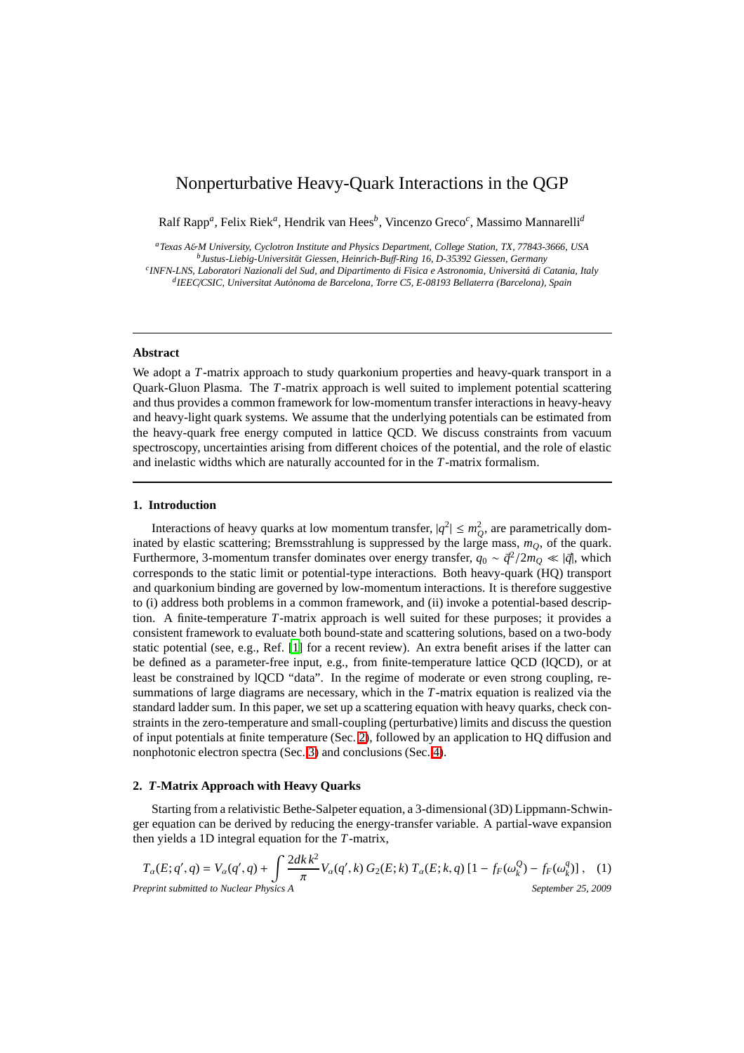# Nonperturbative Heavy-Quark Interactions in the QGP

Ralf Rapp[a], Felix Riek[a], Hendrik van Hees[b], Vincenzo Greco[c], Massimo Mannarelli[d]

[a]*Texas A&M University, Cyclotron Institute and Physics Department, College Station, TX, 77843-3666, USA*
[b]*Justus-Liebig-Universität Giessen, Heinrich-Buff-Ring 16, D-35392 Giessen, Germany*
[c]*INFN-LNS, Laboratori Nazionali del Sud, and Dipartimento di Fisica e Astronomia, Universitá di Catania, Italy*
[d]*IEEC/CSIC, Universitat Autònoma de Barcelona, Torre C5, E-08193 Bellaterra (Barcelona), Spain*

---

### Abstract

We adopt a $T$-matrix approach to study quarkonium properties and heavy-quark transport in a Quark-Gluon Plasma. The $T$-matrix approach is well suited to implement potential scattering and thus provides a common framework for low-momentum transfer interactions in heavy-heavy and heavy-light quark systems. We assume that the underlying potentials can be estimated from the heavy-quark free energy computed in lattice QCD. We discuss constraints from vacuum spectroscopy, uncertainties arising from different choices of the potential, and the role of elastic and inelastic widths which are naturally accounted for in the $T$-matrix formalism.

---

## 1. Introduction

Interactions of heavy quarks at low momentum transfer, $|q^2| \leq m_Q^2$, are parametrically dominated by elastic scattering; Bremsstrahlung is suppressed by the large mass, $m_Q$, of the quark. Furthermore, 3-momentum transfer dominates over energy transfer, $q_0 \sim \vec{q}^2/2m_Q \ll |\vec{q}|$, which corresponds to the static limit or potential-type interactions. Both heavy-quark (HQ) transport and quarkonium binding are governed by low-momentum interactions. It is therefore suggestive to (i) address both problems in a common framework, and (ii) invoke a potential-based description. A finite-temperature $T$-matrix approach is well suited for these purposes; it provides a consistent framework to evaluate both bound-state and scattering solutions, based on a two-body static potential (see, e.g., Ref. [1] for a recent review). An extra benefit arises if the latter can be defined as a parameter-free input, e.g., from finite-temperature lattice QCD (lQCD), or at least be constrained by lQCD "data". In the regime of moderate or even strong coupling, resummations of large diagrams are necessary, which in the $T$-matrix equation is realized via the standard ladder sum. In this paper, we set up a scattering equation with heavy quarks, check constraints in the zero-temperature and small-coupling (perturbative) limits and discuss the question of input potentials at finite temperature (Sec. 2), followed by an application to HQ diffusion and nonphotonic electron spectra (Sec. 3) and conclusions (Sec. 4).

## 2. *T*-Matrix Approach with Heavy Quarks

Starting from a relativistic Bethe-Salpeter equation, a 3-dimensional (3D) Lippmann-Schwinger equation can be derived by reducing the energy-transfer variable. A partial-wave expansion then yields a 1D integral equation for the $T$-matrix,

$$T_\alpha(E;q',q) = V_\alpha(q',q) + \int \frac{2dk\,k^2}{\pi} V_\alpha(q',k)\, G_2(E;k)\, T_\alpha(E;k,q)\, [1 - f_F(\omega_k^Q) - f_F(\omega_k^q)]\,, \quad (1)$$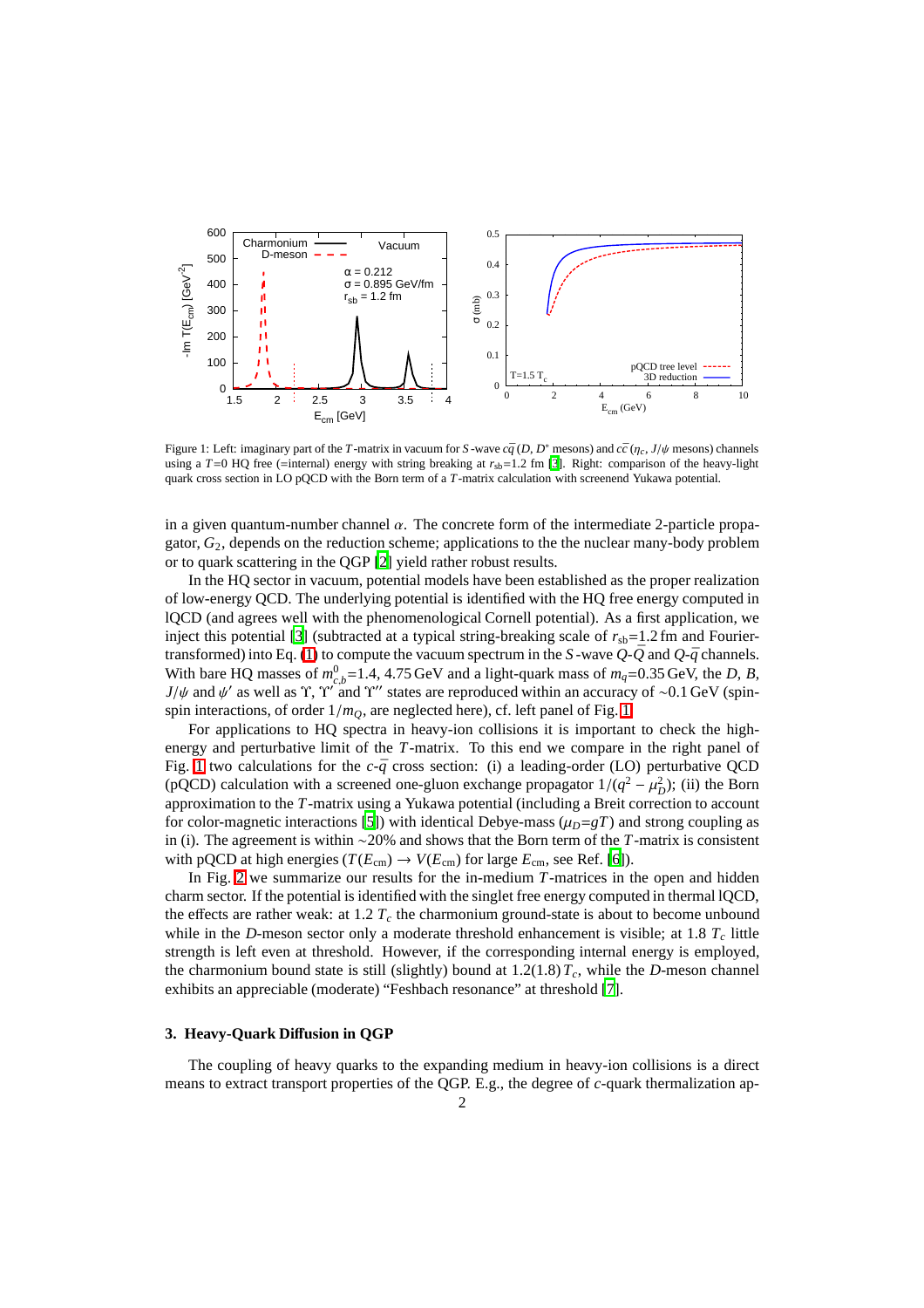Charmonium

D-meson

Vacuum

α = 0.212

σ = 0.895 GeV/fm

$r_{sb}$ = 1.2 fm

-Im T($E_{cm}$) [GeV$^{-2}$]

$E_{cm}$ [GeV]

600
500
400
300
200
100
0

1.5
2
2.5
3
3.5
4

σ (mb)

0.5
0.4
0.3
0.2
0.1
0

0
2
4
6
8
10

T=1.5 $T_c$

pQCD tree level

3D reduction

$E_{cm}$ (GeV)

Figure 1: Left: imaginary part of the $T$-matrix in vacuum for $S$-wave $c\bar{q}$ ($D$, $D^*$ mesons) and $c\bar{c}$ ($\eta_c$, $J/\psi$ mesons) channels using a $T$=0 HQ free (=internal) energy with string breaking at $r_{sb}$=1.2 fm [3]. Right: comparison of the heavy-light quark cross section in LO pQCD with the Born term of a $T$-matrix calculation with screenend Yukawa potential.

in a given quantum-number channel $\alpha$. The concrete form of the intermediate 2-particle propagator, $G_2$, depends on the reduction scheme; applications to the the nuclear many-body problem or to quark scattering in the QGP [2] yield rather robust results.

In the HQ sector in vacuum, potential models have been established as the proper realization of low-energy QCD. The underlying potential is identified with the HQ free energy computed in lQCD (and agrees well with the phenomenological Cornell potential). As a first application, we inject this potential [3] (subtracted at a typical string-breaking scale of $r_{\rm sb}$=1.2 fm and Fourier-transformed) into Eq. (1) to compute the vacuum spectrum in the $S$-wave $Q$-$\bar{Q}$ and $Q$-$\bar{q}$ channels. With bare HQ masses of $m^0_{c,b}$=1.4, 4.75 GeV and a light-quark mass of $m_q$=0.35 GeV, the $D$, $B$, $J/\psi$ and $\psi'$ as well as $\Upsilon$, $\Upsilon'$ and $\Upsilon''$ states are reproduced within an accuracy of ~0.1 GeV (spin-spin interactions, of order $1/m_Q$, are neglected here), cf. left panel of Fig. 1.

For applications to HQ spectra in heavy-ion collisions it is important to check the high-energy and perturbative limit of the $T$-matrix. To this end we compare in the right panel of Fig. 1 two calculations for the $c$-$\bar{q}$ cross section: (i) a leading-order (LO) perturbative QCD (pQCD) calculation with a screened one-gluon exchange propagator $1/(q^2-\mu_D^2)$; (ii) the Born approximation to the $T$-matrix using a Yukawa potential (including a Breit correction to account for color-magnetic interactions [5]) with identical Debye-mass ($\mu_D$=$gT$) and strong coupling as in (i). The agreement is within ~20% and shows that the Born term of the $T$-matrix is consistent with pQCD at high energies ($T(E_{\rm cm}) \to V(E_{\rm cm})$ for large $E_{\rm cm}$, see Ref. [6]).

In Fig. 2 we summarize our results for the in-medium $T$-matrices in the open and hidden charm sector. If the potential is identified with the singlet free energy computed in thermal lQCD, the effects are rather weak: at 1.2 $T_c$ the charmonium ground-state is about to become unbound while in the $D$-meson sector only a moderate threshold enhancement is visible; at 1.8 $T_c$ little strength is left even at threshold. However, if the corresponding internal energy is employed, the charmonium bound state is still (slightly) bound at 1.2(1.8) $T_c$, while the $D$-meson channel exhibits an appreciable (moderate) "Feshbach resonance" at threshold [7].

### 3. Heavy-Quark Diffusion in QGP

The coupling of heavy quarks to the expanding medium in heavy-ion collisions is a direct means to extract transport properties of the QGP. E.g., the degree of $c$-quark thermalization ap-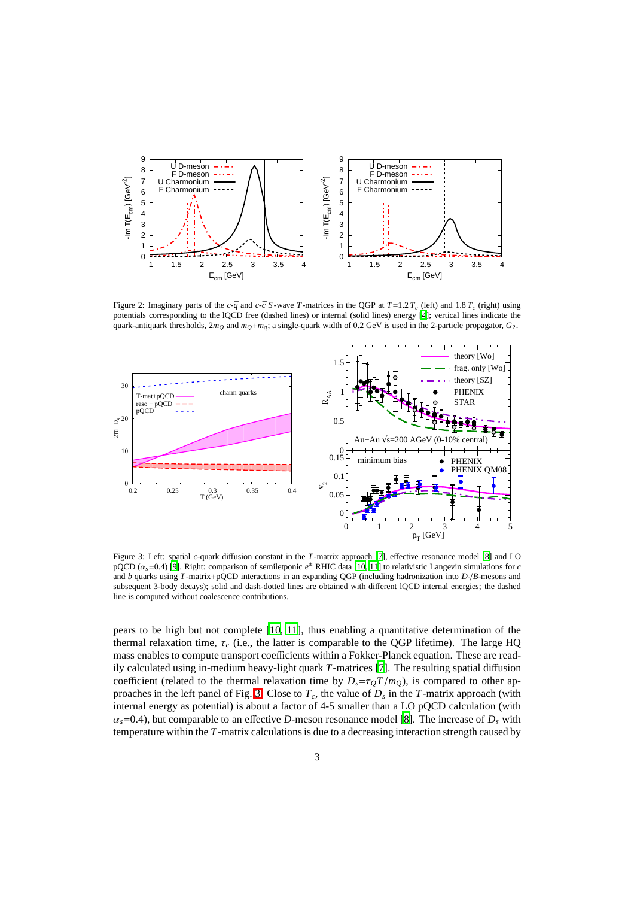-Im T(E$_{cm}$) [GeV$^{-2}$]

E$_{cm}$ [GeV]

U D-meson

F D-meson

U Charmonium

F Charmonium

1 1.5 2 2.5 3 3.5 4

0 1 2 3 4 5 6 7 8 9

Figure 2: Imaginary parts of the $c$-$\bar{q}$ and $c$-$\bar{c}$ $S$-wave $T$-matrices in the QGP at $T$=1.2 $T_c$ (left) and 1.8 $T_c$ (right) using potentials corresponding to the lQCD free (dashed lines) or internal (solid lines) energy [4]; vertical lines indicate the quark-antiquark thresholds, $2m_Q$ and $m_Q$+$m_q$; a single-quark width of 0.2 GeV is used in the 2-particle propagator, $G_2$.

$2\pi T\, D_s$

T (GeV)

charm quarks

T-mat+pQCD

reso + pQCD

pQCD

0.2 0.25 0.3 0.35 0.4

0 10 20 30

$R_{AA}$

theory [Wo]

frag. only [Wo]

theory [SZ]

PHENIX

STAR

Au+Au $\sqrt{s}$=200 AGeV (0-10% central)

$v_2$

minimum bias

PHENIX

PHENIX QM08

$p_T$ [GeV]

0 1 2 3 4 5

Figure 3: Left: spatial $c$-quark diffusion constant in the $T$-matrix approach [7], effective resonance model [8] and LO pQCD ($\alpha_s$=0.4) [9]. Right: comparison of semileptonic $e^{\pm}$ RHIC data [10, 11] to relativistic Langevin simulations for $c$ and $b$ quarks using $T$-matrix+pQCD interactions in an expanding QGP (including hadronization into $D$-/$B$-mesons and subsequent 3-body decays); solid and dash-dotted lines are obtained with different lQCD internal energies; the dashed line is computed without coalescence contributions.

pears to be high but not complete [10, 11], thus enabling a quantitative determination of the thermal relaxation time, $\tau_c$ (i.e., the latter is comparable to the QGP lifetime). The large HQ mass enables to compute transport coefficients within a Fokker-Planck equation. These are readily calculated using in-medium heavy-light quark $T$-matrices [7]. The resulting spatial diffusion coefficient (related to the thermal relaxation time by $D_s$=$\tau_Q T/m_Q$), is compared to other approaches in the left panel of Fig. 3. Close to $T_c$, the value of $D_s$ in the $T$-matrix approach (with internal energy as potential) is about a factor of 4-5 smaller than a LO pQCD calculation (with $\alpha_s$=0.4), but comparable to an effective $D$-meson resonance model [8]. The increase of $D_s$ with temperature within the $T$-matrix calculations is due to a decreasing interaction strength caused by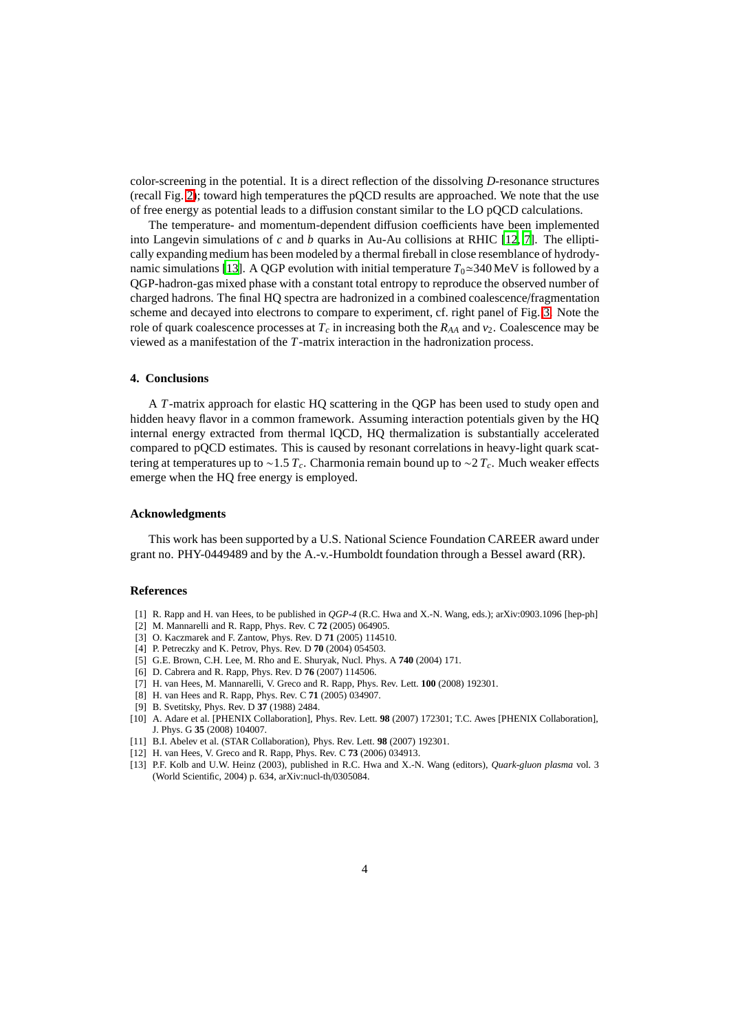color-screening in the potential. It is a direct reflection of the dissolving *D*-resonance structures (recall Fig. 2); toward high temperatures the pQCD results are approached. We note that the use of free energy as potential leads to a diffusion constant similar to the LO pQCD calculations.

The temperature- and momentum-dependent diffusion coefficients have been implemented into Langevin simulations of $c$ and $b$ quarks in Au-Au collisions at RHIC [12, 7]. The elliptically expanding medium has been modeled by a thermal fireball in close resemblance of hydrodynamic simulations [13]. A QGP evolution with initial temperature $T_0 \simeq 340$ MeV is followed by a QGP-hadron-gas mixed phase with a constant total entropy to reproduce the observed number of charged hadrons. The final HQ spectra are hadronized in a combined coalescence/fragmentation scheme and decayed into electrons to compare to experiment, cf. right panel of Fig. 3. Note the role of quark coalescence processes at $T_c$ in increasing both the $R_{AA}$ and $v_2$. Coalescence may be viewed as a manifestation of the $T$-matrix interaction in the hadronization process.

## 4. Conclusions

A $T$-matrix approach for elastic HQ scattering in the QGP has been used to study open and hidden heavy flavor in a common framework. Assuming interaction potentials given by the HQ internal energy extracted from thermal lQCD, HQ thermalization is substantially accelerated compared to pQCD estimates. This is caused by resonant correlations in heavy-light quark scattering at temperatures up to $\sim 1.5\,T_c$. Charmonia remain bound up to $\sim 2\,T_c$. Much weaker effects emerge when the HQ free energy is employed.

## Acknowledgments

This work has been supported by a U.S. National Science Foundation CAREER award under grant no. PHY-0449489 and by the A.-v.-Humboldt foundation through a Bessel award (RR).

## References

[1] R. Rapp and H. van Hees, to be published in *QGP-4* (R.C. Hwa and X.-N. Wang, eds.); arXiv:0903.1096 [hep-ph]

[2] M. Mannarelli and R. Rapp, Phys. Rev. C **72** (2005) 064905.

[3] O. Kaczmarek and F. Zantow, Phys. Rev. D **71** (2005) 114510.

[4] P. Petreczky and K. Petrov, Phys. Rev. D **70** (2004) 054503.

[5] G.E. Brown, C.H. Lee, M. Rho and E. Shuryak, Nucl. Phys. A **740** (2004) 171.

[6] D. Cabrera and R. Rapp, Phys. Rev. D **76** (2007) 114506.

[7] H. van Hees, M. Mannarelli, V. Greco and R. Rapp, Phys. Rev. Lett. **100** (2008) 192301.

[8] H. van Hees and R. Rapp, Phys. Rev. C **71** (2005) 034907.

[9] B. Svetitsky, Phys. Rev. D **37** (1988) 2484.

[10] A. Adare et al. [PHENIX Collaboration], Phys. Rev. Lett. **98** (2007) 172301; T.C. Awes [PHENIX Collaboration], J. Phys. G **35** (2008) 104007.

[11] B.I. Abelev et al. (STAR Collaboration), Phys. Rev. Lett. **98** (2007) 192301.

[12] H. van Hees, V. Greco and R. Rapp, Phys. Rev. C **73** (2006) 034913.

[13] P.F. Kolb and U.W. Heinz (2003), published in R.C. Hwa and X.-N. Wang (editors), *Quark-gluon plasma* vol. 3 (World Scientific, 2004) p. 634, arXiv:nucl-th/0305084.